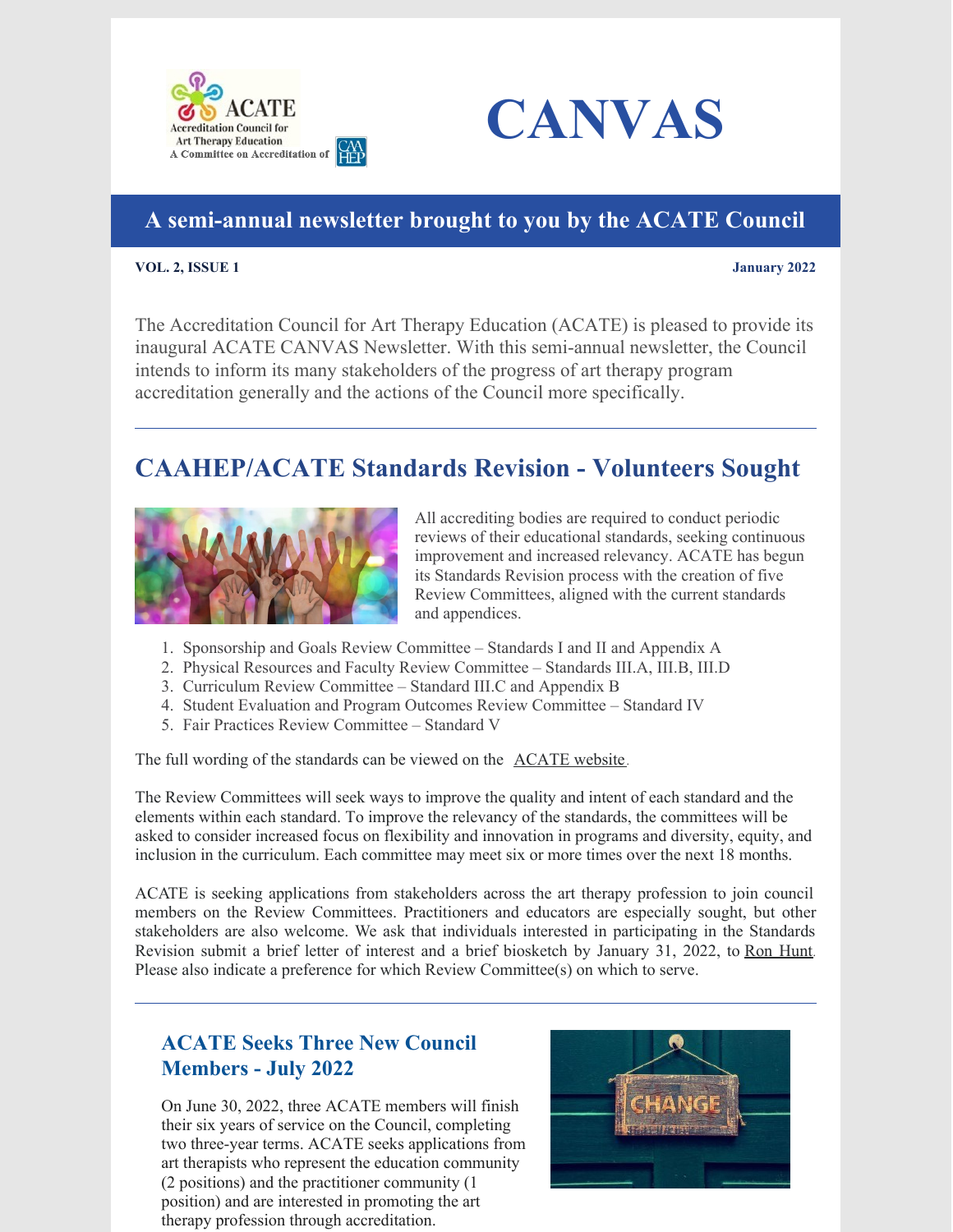# CANVAS

## A semi-annual newsletter brought to you by the ACATE Council

**VOL. 2, ISSUE 1** **January 2022**

The Accreditation Council for Art Therapy Education (ACATE) is pleased to provide its inaugural ACATE CANVAS Newsletter. With this semi-annual newsletter, the Council intends to inform its many stakeholders of the progress of art therapy program accreditation generally and the actions of the Council more specifically.

---

## CAAHEP/ACATE Standards Revision - Volunteers Sought

All accrediting bodies are required to conduct periodic reviews of their educational standards, seeking continuous improvement and increased relevancy. ACATE has begun its Standards Revision process with the creation of five Review Committees, aligned with the current standards and appendices.

1. Sponsorship and Goals Review Committee – Standards I and II and Appendix A
2. Physical Resources and Faculty Review Committee – Standards III.A, III.B, III.D
3. Curriculum Review Committee – Standard III.C and Appendix B
4. Student Evaluation and Program Outcomes Review Committee – Standard IV
5. Fair Practices Review Committee – Standard V

The full wording of the standards can be viewed on the ACATE website.

The Review Committees will seek ways to improve the quality and intent of each standard and the elements within each standard. To improve the relevancy of the standards, the committees will be asked to consider increased focus on flexibility and innovation in programs and diversity, equity, and inclusion in the curriculum. Each committee may meet six or more times over the next 18 months.

ACATE is seeking applications from stakeholders across the art therapy profession to join council members on the Review Committees. Practitioners and educators are especially sought, but other stakeholders are also welcome. We ask that individuals interested in participating in the Standards Revision submit a brief letter of interest and a brief biosketch by January 31, 2022, to Ron Hunt. Please also indicate a preference for which Review Committee(s) on which to serve.

---

### ACATE Seeks Three New Council Members - July 2022

On June 30, 2022, three ACATE members will finish their six years of service on the Council, completing two three-year terms. ACATE seeks applications from art therapists who represent the education community (2 positions) and the practitioner community (1 position) and are interested in promoting the art therapy profession through accreditation.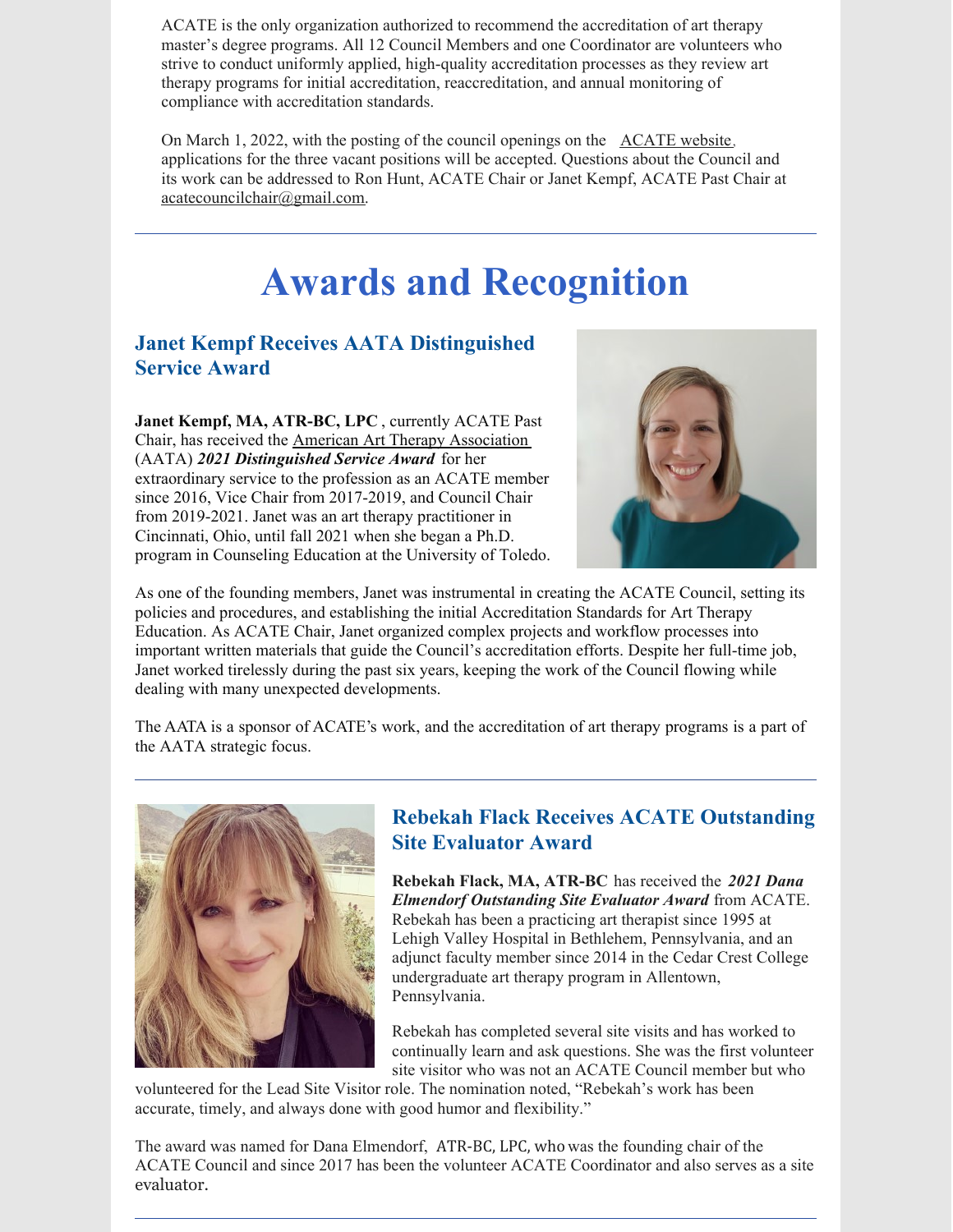ACATE is the only organization authorized to recommend the accreditation of art therapy master's degree programs. All 12 Council Members and one Coordinator are volunteers who strive to conduct uniformly applied, high-quality accreditation processes as they review art therapy programs for initial accreditation, reaccreditation, and annual monitoring of compliance with accreditation standards.

On March 1, 2022, with the posting of the council openings on the ACATE website, applications for the three vacant positions will be accepted. Questions about the Council and its work can be addressed to Ron Hunt, ACATE Chair or Janet Kempf, ACATE Past Chair at acatecouncilchair@gmail.com.

---

# Awards and Recognition

### Janet Kempf Receives AATA Distinguished Service Award

**Janet Kempf, MA, ATR-BC, LPC** , currently ACATE Past Chair, has received the American Art Therapy Association (AATA) ***2021 Distinguished Service Award*** for her extraordinary service to the profession as an ACATE member since 2016, Vice Chair from 2017-2019, and Council Chair from 2019-2021. Janet was an art therapy practitioner in Cincinnati, Ohio, until fall 2021 when she began a Ph.D. program in Counseling Education at the University of Toledo.

As one of the founding members, Janet was instrumental in creating the ACATE Council, setting its policies and procedures, and establishing the initial Accreditation Standards for Art Therapy Education. As ACATE Chair, Janet organized complex projects and workflow processes into important written materials that guide the Council's accreditation efforts. Despite her full-time job, Janet worked tirelessly during the past six years, keeping the work of the Council flowing while dealing with many unexpected developments.

The AATA is a sponsor of ACATE's work, and the accreditation of art therapy programs is a part of the AATA strategic focus.

---

### Rebekah Flack Receives ACATE Outstanding Site Evaluator Award

**Rebekah Flack, MA, ATR-BC** has received the ***2021 Dana Elmendorf Outstanding Site Evaluator Award*** from ACATE. Rebekah has been a practicing art therapist since 1995 at Lehigh Valley Hospital in Bethlehem, Pennsylvania, and an adjunct faculty member since 2014 in the Cedar Crest College undergraduate art therapy program in Allentown, Pennsylvania.

Rebekah has completed several site visits and has worked to continually learn and ask questions. She was the first volunteer site visitor who was not an ACATE Council member but who volunteered for the Lead Site Visitor role. The nomination noted, "Rebekah's work has been accurate, timely, and always done with good humor and flexibility."

The award was named for Dana Elmendorf, ATR-BC, LPC, who was the founding chair of the ACATE Council and since 2017 has been the volunteer ACATE Coordinator and also serves as a site evaluator.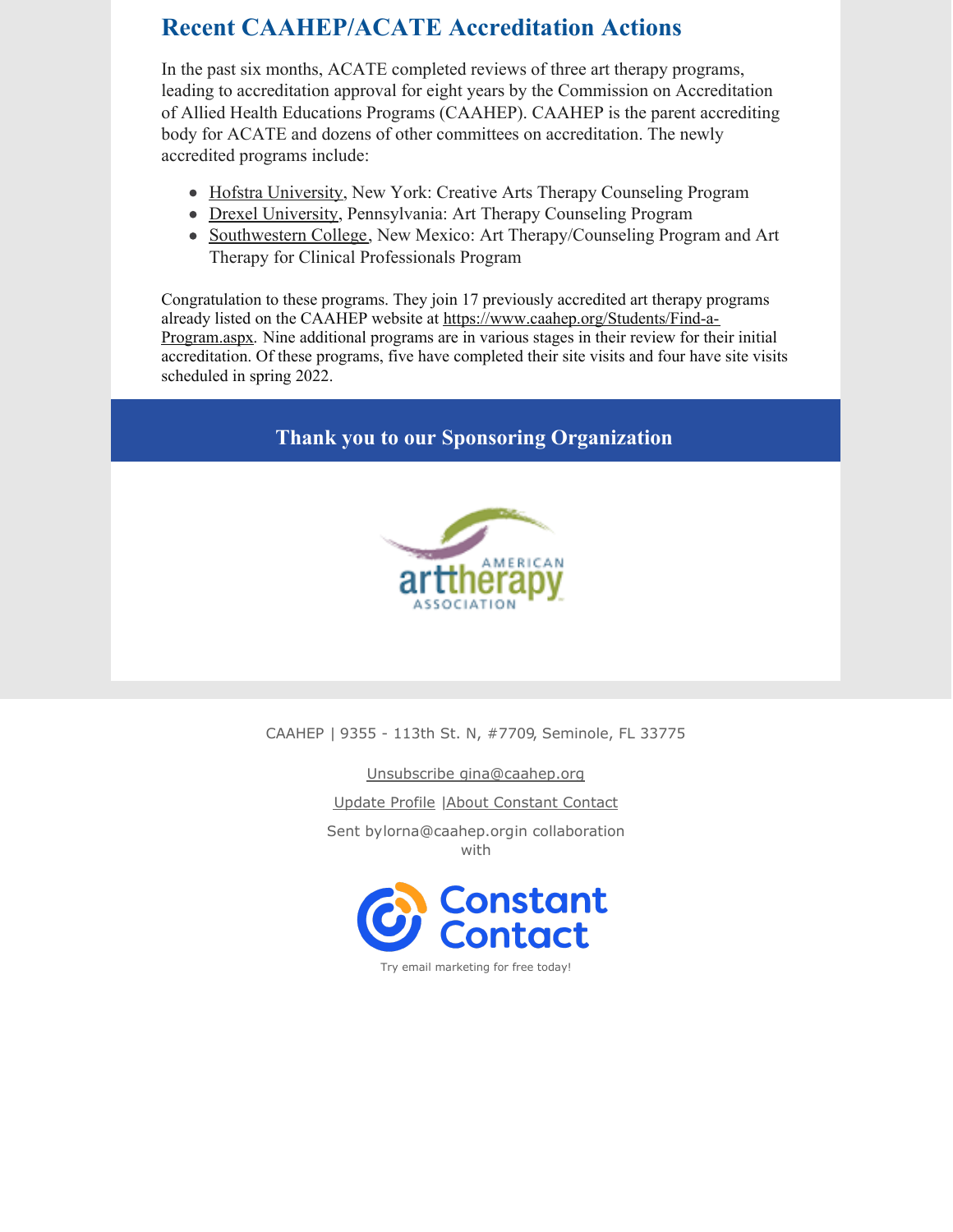## Recent CAAHEP/ACATE Accreditation Actions

In the past six months, ACATE completed reviews of three art therapy programs, leading to accreditation approval for eight years by the Commission on Accreditation of Allied Health Educations Programs (CAAHEP). CAAHEP is the parent accrediting body for ACATE and dozens of other committees on accreditation. The newly accredited programs include:

- Hofstra University, New York: Creative Arts Therapy Counseling Program
- Drexel University, Pennsylvania: Art Therapy Counseling Program
- Southwestern College, New Mexico: Art Therapy/Counseling Program and Art Therapy for Clinical Professionals Program

Congratulation to these programs. They join 17 previously accredited art therapy programs already listed on the CAAHEP website at https://www.caahep.org/Students/Find-a-Program.aspx. Nine additional programs are in various stages in their review for their initial accreditation. Of these programs, five have completed their site visits and four have site visits scheduled in spring 2022.

**Thank you to our Sponsoring Organization**

American Art Therapy Association

CAAHEP | 9355 - 113th St. N, #7709, Seminole, FL 33775

Unsubscribe gina@caahep.org

Update Profile |About Constant Contact

Sent bylorna@caahep.orgin collaboration with

Constant Contact

Try email marketing for free today!